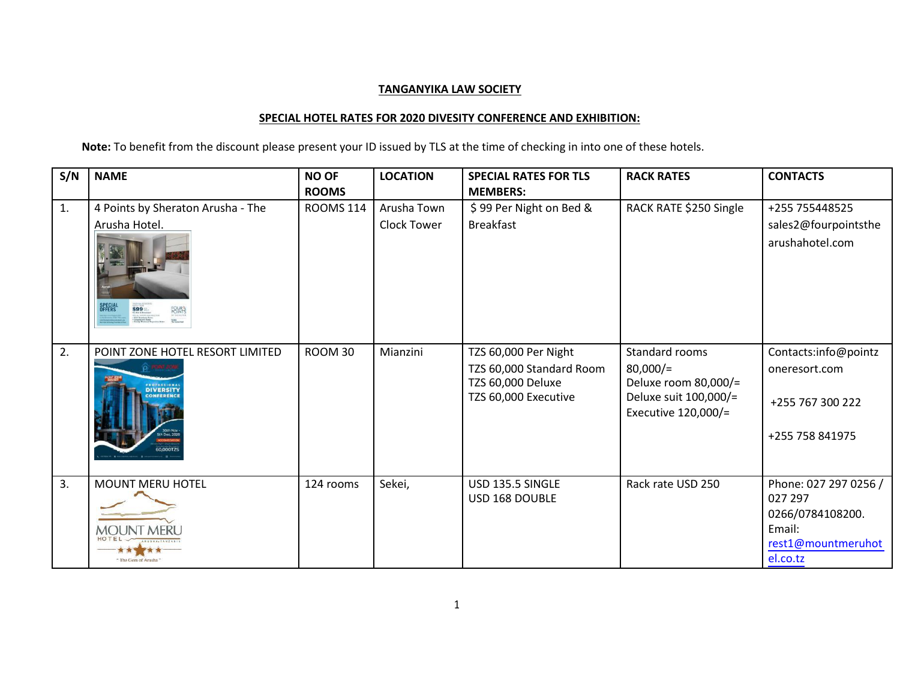**TANGANYIKA LAW SOCIETY**

**SPECIAL HOTEL RATES FOR 2020 DIVESITY CONFERENCE AND EXHIBITION:**

**Note:** To benefit from the discount please present your ID issued by TLS at the time of checking in into one of these hotels.

| S/N | NAME | NO OF ROOMS | LOCATION | SPECIAL RATES FOR TLS MEMBERS: | RACK RATES | CONTACTS |
|---|---|---|---|---|---|---|
| 1. | 4 Points by Sheraton Arusha - The Arusha Hotel. | ROOMS 114 | Arusha Town Clock Tower | $ 99 Per Night on Bed & Breakfast | RACK RATE $250 Single | +255 755448525 sales2@fourpointsthearushahotel.com |
| 2. | POINT ZONE HOTEL RESORT LIMITED | ROOM 30 | Mianzini | TZS 60,000 Per Night<br>TZS 60,000 Standard Room<br>TZS 60,000 Deluxe<br>TZS 60,000 Executive | Standard rooms 80,000/=<br>Deluxe room 80,000/=<br>Deluxe suit 100,000/=<br>Executive 120,000/= | Contacts:info@pointzoneresort.com<br><br>+255 767 300 222<br><br>+255 758 841975 |
| 3. | MOUNT MERU HOTEL | 124 rooms | Sekei, | USD 135.5 SINGLE<br>USD 168 DOUBLE | Rack rate USD 250 | Phone: 027 297 0256 / 027 297 0266/0784108200. Email: rest1@mountmeruhotel.co.tz |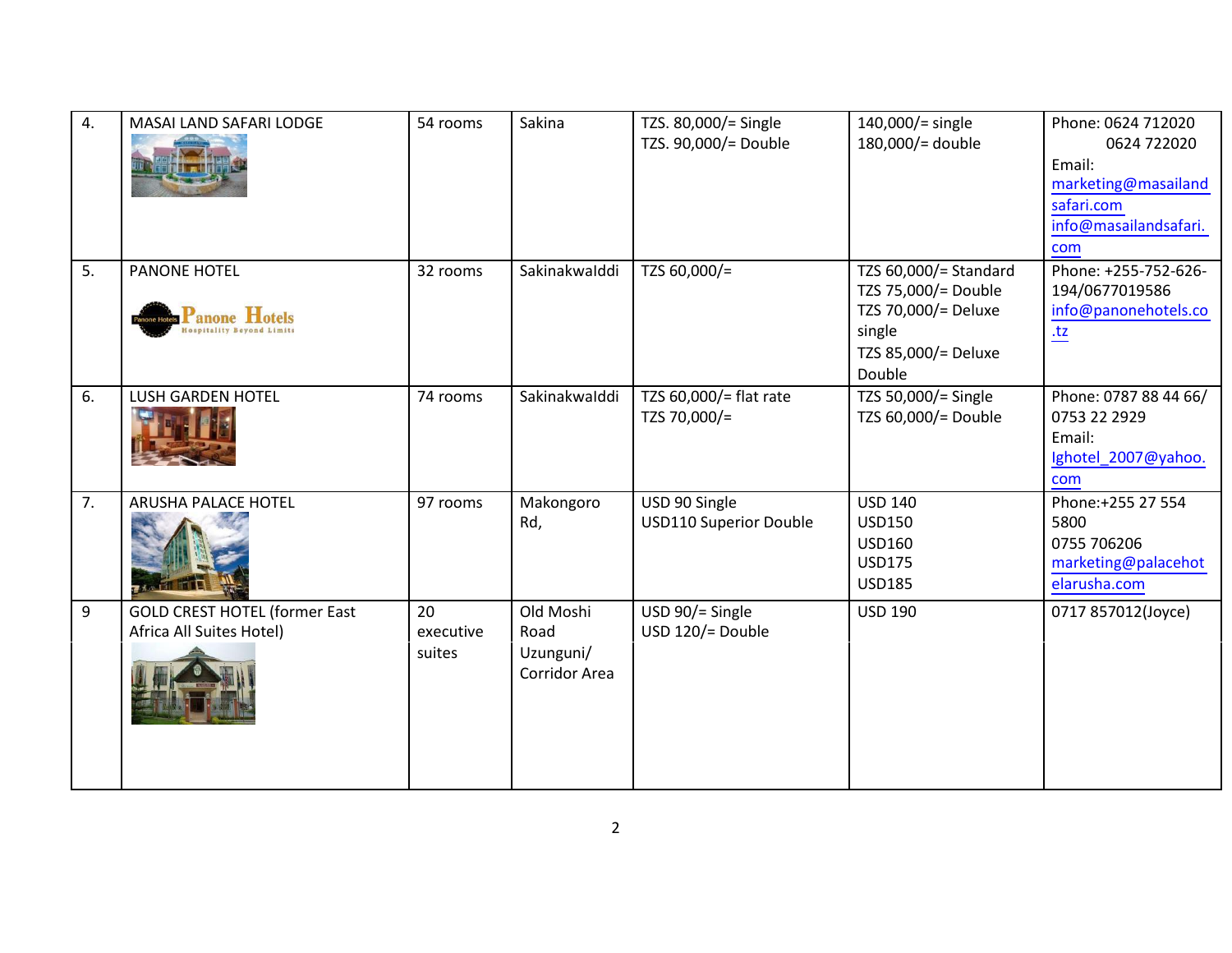| 4. | MASAI LAND SAFARI LODGE | 54 rooms | Sakina | TZS. 80,000/= Single<br>TZS. 90,000/= Double | 140,000/= single<br>180,000/= double | Phone: 0624 712020<br>0624 722020<br>Email:<br>marketing@masailandsafari.com<br>info@masailandsafari.com |
|---|---|---|---|---|---|---|
| 5. | PANONE HOTEL | 32 rooms | Sakinakwalddi | TZS 60,000/= | TZS 60,000/= Standard<br>TZS 75,000/= Double<br>TZS 70,000/= Deluxe single<br>TZS 85,000/= Deluxe Double | Phone: +255-752-626-194/0677019586<br>info@panonehotels.co.tz |
| 6. | LUSH GARDEN HOTEL | 74 rooms | Sakinakwalddi | TZS 60,000/= flat rate<br>TZS 70,000/= | TZS 50,000/= Single<br>TZS 60,000/= Double | Phone: 0787 88 44 66/ 0753 22 2929<br>Email:<br>lghotel_2007@yahoo.com |
| 7. | ARUSHA PALACE HOTEL | 97 rooms | Makongoro Rd, | USD 90 Single<br>USD110 Superior Double | USD 140<br>USD150<br>USD160<br>USD175<br>USD185 | Phone:+255 27 554 5800<br>0755 706206<br>marketing@palacehotelarusha.com |
| 9 | GOLD CREST HOTEL (former East Africa All Suites Hotel) | 20 executive suites | Old Moshi Road<br>Uzunguni/ Corridor Area | USD 90/= Single<br>USD 120/= Double | USD 190 | 0717 857012(Joyce) |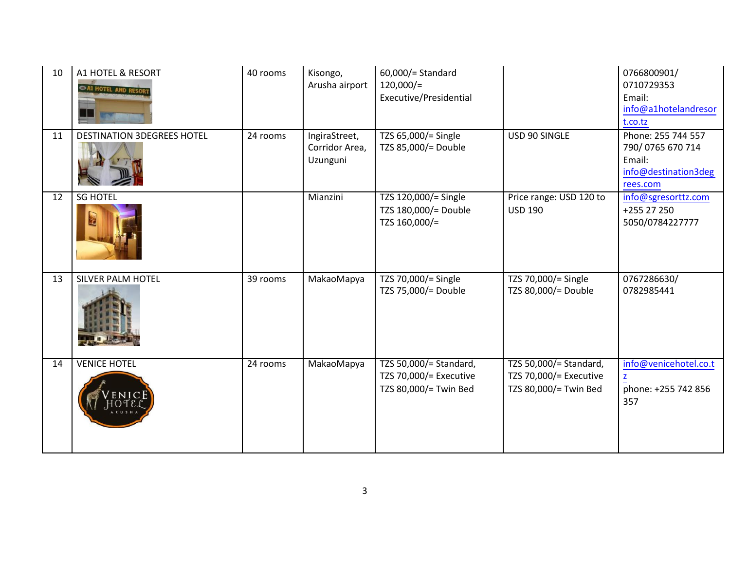| 10 | A1 HOTEL & RESORT | 40 rooms | Kisongo, Arusha airport | 60,000/= Standard<br>120,000/= Executive/Presidential | | 0766800901/ 0710729353<br>Email: info@a1hotelandresort.co.tz |
|---|---|---|---|---|---|---|
| 11 | DESTINATION 3DEGREES HOTEL | 24 rooms | IngiraStreet, Corridor Area, Uzunguni | TZS 65,000/= Single<br>TZS 85,000/= Double | USD 90 SINGLE | Phone: 255 744 557 790/ 0765 670 714<br>Email: info@destination3degrees.com |
| 12 | SG HOTEL | | Mianzini | TZS 120,000/= Single<br>TZS 180,000/= Double<br>TZS 160,000/= | Price range: USD 120 to USD 190 | info@sgresorttz.com<br>+255 27 250 5050/0784227777 |
| 13 | SILVER PALM HOTEL | 39 rooms | MakaoMapya | TZS 70,000/= Single<br>TZS 75,000/= Double | TZS 70,000/= Single<br>TZS 80,000/= Double | 0767286630/ 0782985441 |
| 14 | VENICE HOTEL | 24 rooms | MakaoMapya | TZS 50,000/= Standard,<br>TZS 70,000/= Executive<br>TZS 80,000/= Twin Bed | TZS 50,000/= Standard,<br>TZS 70,000/= Executive<br>TZS 80,000/= Twin Bed | info@venicehotel.co.tz<br>phone: +255 742 856 357 |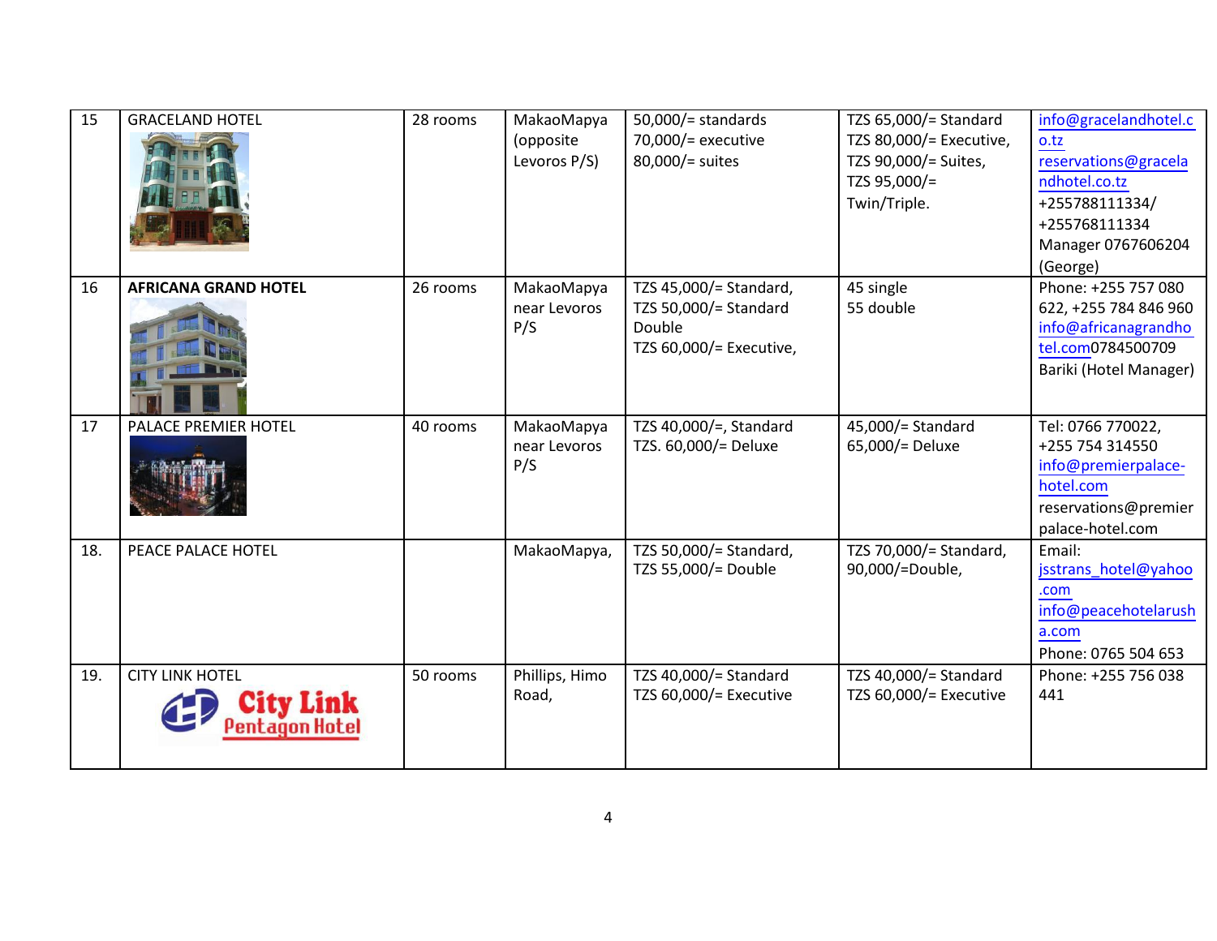| 15 | GRACELAND HOTEL | 28 rooms | MakaoMapya (opposite Levoros P/S) | 50,000/= standards<br>70,000/= executive<br>80,000/= suites | TZS 65,000/= Standard<br>TZS 80,000/= Executive,<br>TZS 90,000/= Suites,<br>TZS 95,000/= Twin/Triple. | info@gracelandhotel.co.tz<br>reservations@gracelandhotel.co.tz<br>+255788111334/ +255768111334<br>Manager 0767606204 (George) |
|---|---|---|---|---|---|---|
| 16 | **AFRICANA GRAND HOTEL** | 26 rooms | MakaoMapya near Levoros P/S | TZS 45,000/= Standard,<br>TZS 50,000/= Standard Double<br>TZS 60,000/= Executive, | 45 single<br>55 double | Phone: +255 757 080 622, +255 784 846 960<br>info@africanagrandhotel.com0784500709<br>Bariki (Hotel Manager) |
| 17 | PALACE PREMIER HOTEL | 40 rooms | MakaoMapya near Levoros P/S | TZS 40,000/=, Standard<br>TZS. 60,000/= Deluxe | 45,000/= Standard<br>65,000/= Deluxe | Tel: 0766 770022, +255 754 314550<br>info@premierpalace-hotel.com<br>reservations@premierpalace-hotel.com |
| 18. | PEACE PALACE HOTEL | | MakaoMapya, | TZS 50,000/= Standard,<br>TZS 55,000/= Double | TZS 70,000/= Standard,<br>90,000/=Double, | Email:<br>jsstrans_hotel@yahoo.com<br>info@peacehotelarusha.com<br>Phone: 0765 504 653 |
| 19. | CITY LINK HOTEL<br>City Link Pentagon Hotel | 50 rooms | Phillips, Himo Road, | TZS 40,000/= Standard<br>TZS 60,000/= Executive | TZS 40,000/= Standard<br>TZS 60,000/= Executive | Phone: +255 756 038 441 |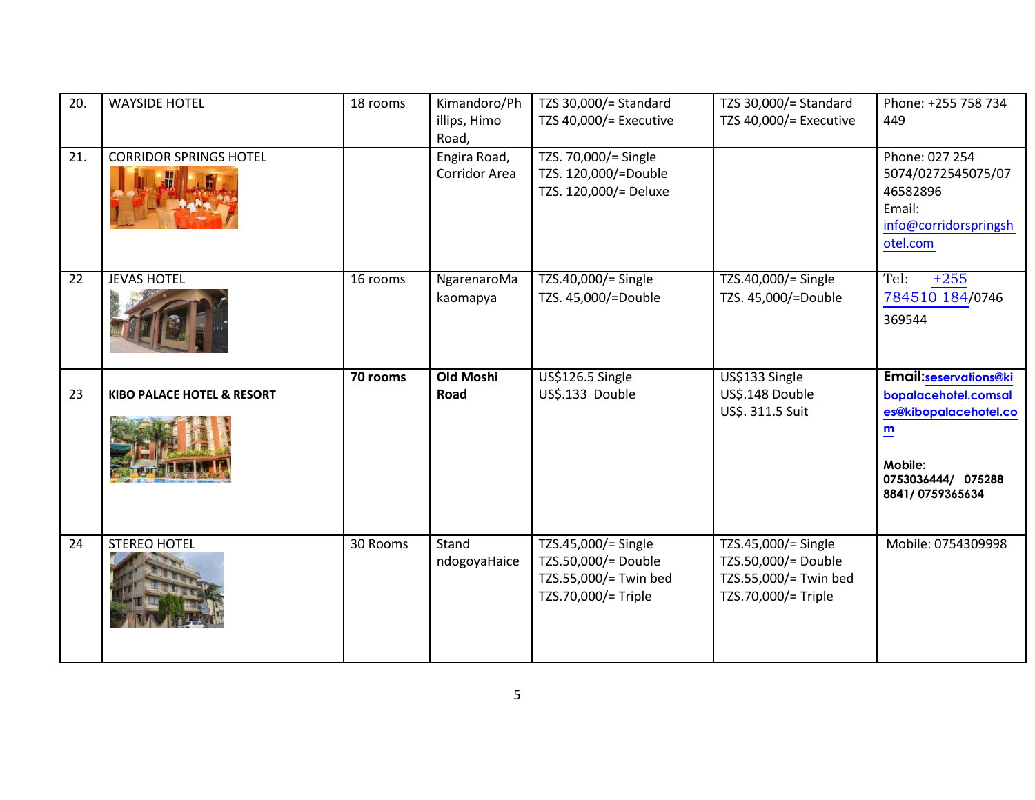| 20. | WAYSIDE HOTEL | 18 rooms | Kimandoro/Phillips, Himo Road, | TZS 30,000/= Standard<br>TZS 40,000/= Executive | TZS 30,000/= Standard<br>TZS 40,000/= Executive | Phone: +255 758 734 449 |
|---|---|---|---|---|---|---|
| 21. | CORRIDOR SPRINGS HOTEL | | Engira Road, Corridor Area | TZS. 70,000/= Single<br>TZS. 120,000/=Double<br>TZS. 120,000/= Deluxe | | Phone: 027 254 5074/0272545075/0746582896<br>Email: info@corridorspringshotel.com |
| 22 | JEVAS HOTEL | 16 rooms | NgarenaroMakaomapya | TZS.40,000/= Single<br>TZS. 45,000/=Double | TZS.40,000/= Single<br>TZS. 45,000/=Double | Tel: +255 784510 184/0746 369544 |
| 23 | **KIBO PALACE HOTEL & RESORT** | **70 rooms** | **Old Moshi Road** | US$126.5 Single<br>US$.133 Double | US$133 Single<br>US$.148 Double<br>US$. 311.5 Suit | **Email:seservations@kibopalacehotel.comsales@kibopalacehotel.com**<br><br>**Mobile: 0753036444/ 0752888841/ 0759365634** |
| 24 | STEREO HOTEL | 30 Rooms | Stand ndogoyaHaice | TZS.45,000/= Single<br>TZS.50,000/= Double<br>TZS.55,000/= Twin bed<br>TZS.70,000/= Triple | TZS.45,000/= Single<br>TZS.50,000/= Double<br>TZS.55,000/= Twin bed<br>TZS.70,000/= Triple | Mobile: 0754309998 |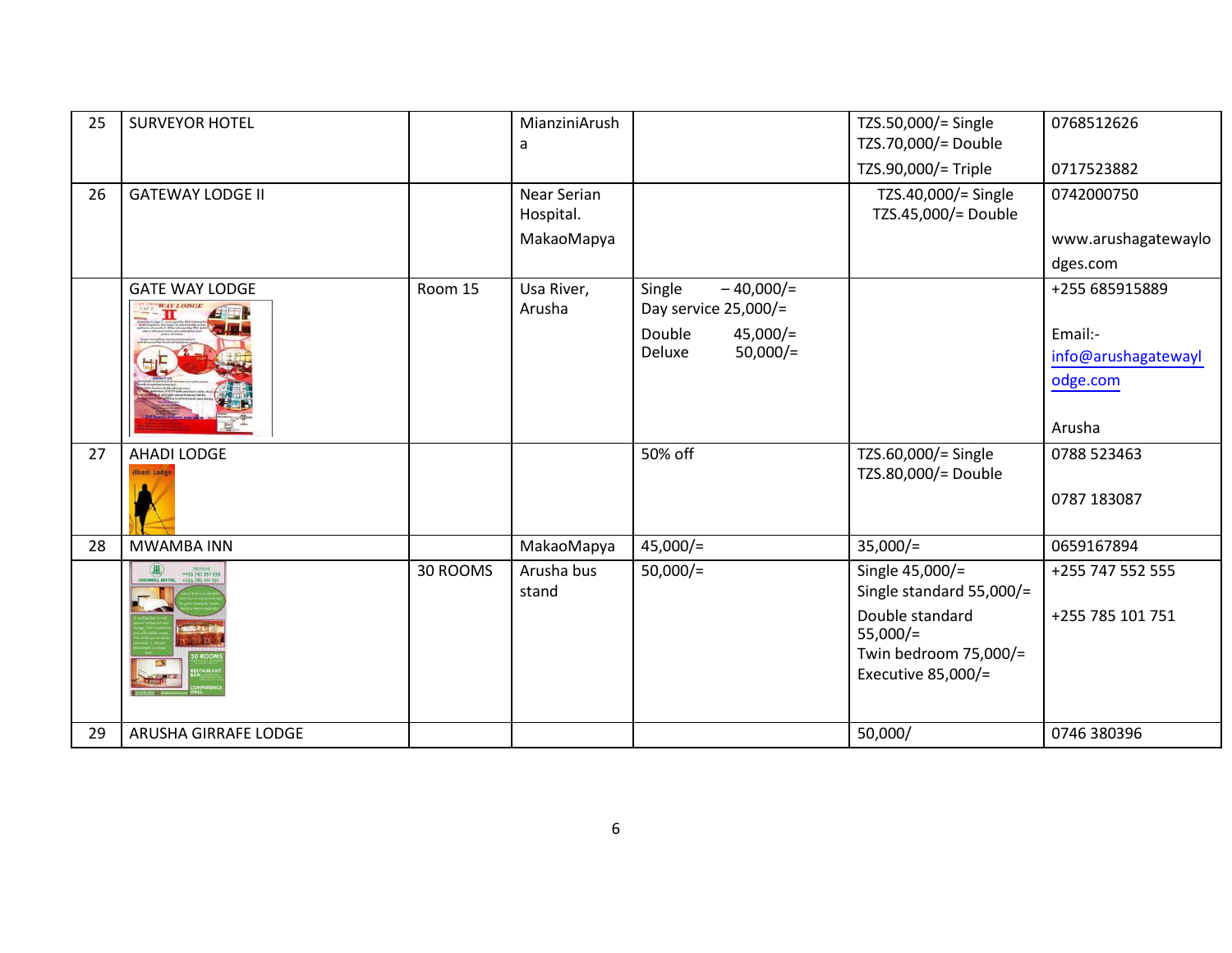| | | | | | | |
|---|---|---|---|---|---|---|
| 25 | SURVEYOR HOTEL | | MianziniArusha | | TZS.50,000/= Single TZS.70,000/= Double TZS.90,000/= Triple | 0768512626 0717523882 |
| 26 | GATEWAY LODGE II | | Near Serian Hospital. MakaoMapya | | TZS.40,000/= Single TZS.45,000/= Double | 0742000750 www.arushagatewaylodges.com |
| | GATE WAY LODGE | Room 15 | Usa River, Arusha | Single – 40,000/= Day service 25,000/= Double 45,000/= Deluxe 50,000/= | | +255 685915889 Email:- info@arushagatewaylodge.com Arusha |
| 27 | AHADI LODGE | | | 50% off | TZS.60,000/= Single TZS.80,000/= Double | 0788 523463 0787 183087 |
| 28 | MWAMBA INN | | MakaoMapya | 45,000/= | 35,000/= | 0659167894 |
| | | 30 ROOMS | Arusha bus stand | 50,000/= | Single 45,000/= Single standard 55,000/= Double standard 55,000/= Twin bedroom 75,000/= Executive 85,000/= | +255 747 552 555 +255 785 101 751 |
| 29 | ARUSHA GIRRAFE LODGE | | | | 50,000/ | 0746 380396 |